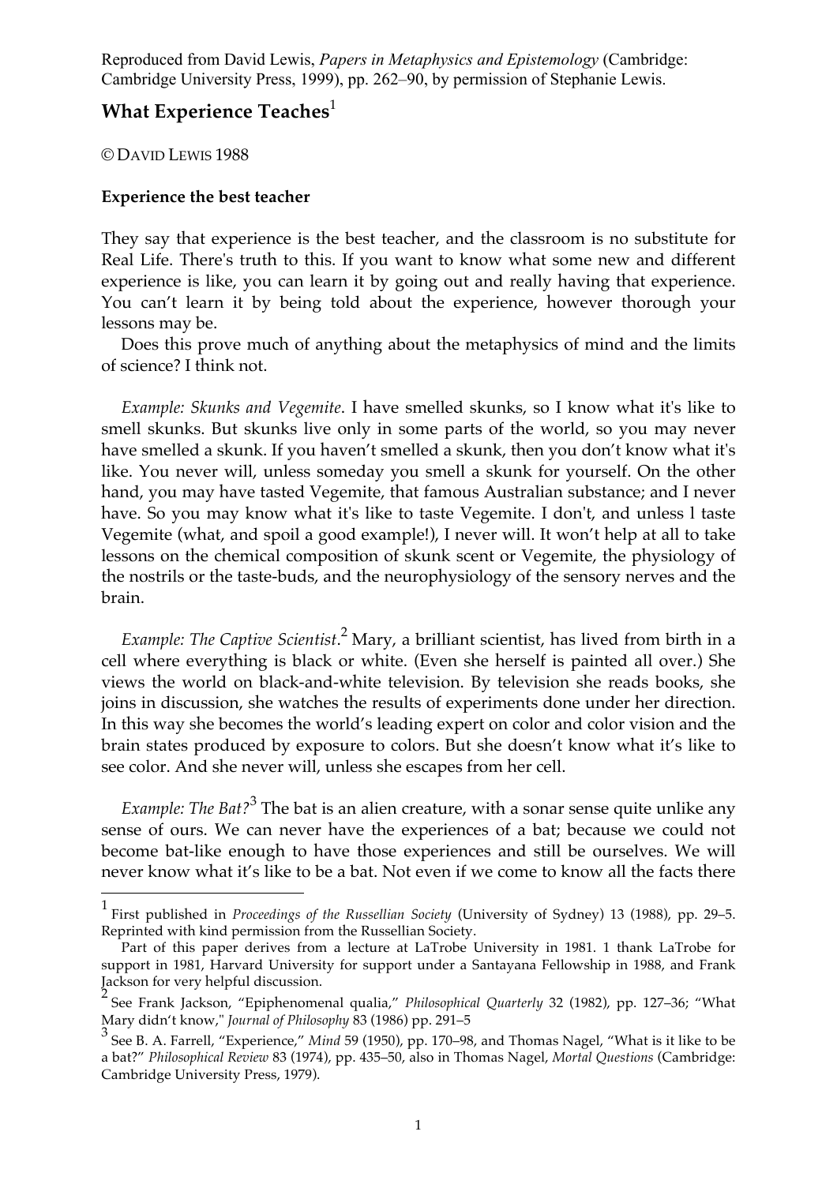Reproduced from David Lewis, *Papers in Metaphysics and Epistemology* (Cambridge: Cambridge University Press, 1999), pp. 262–90, by permission of Stephanie Lewis.

# What Experience Teaches[1]

© DAVID LEWIS 1988

## Experience the best teacher

They say that experience is the best teacher, and the classroom is no substitute for Real Life. There's truth to this. If you want to know what some new and different experience is like, you can learn it by going out and really having that experience. You can't learn it by being told about the experience, however thorough your lessons may be.

Does this prove much of anything about the metaphysics of mind and the limits of science? I think not.

*Example: Skunks and Vegemite*. I have smelled skunks, so I know what it's like to smell skunks. But skunks live only in some parts of the world, so you may never have smelled a skunk. If you haven't smelled a skunk, then you don't know what it's like. You never will, unless someday you smell a skunk for yourself. On the other hand, you may have tasted Vegemite, that famous Australian substance; and I never have. So you may know what it's like to taste Vegemite. I don't, and unless I taste Vegemite (what, and spoil a good example!), I never will. It won't help at all to take lessons on the chemical composition of skunk scent or Vegemite, the physiology of the nostrils or the taste-buds, and the neurophysiology of the sensory nerves and the brain.

*Example: The Captive Scientist*.[2] Mary, a brilliant scientist, has lived from birth in a cell where everything is black or white. (Even she herself is painted all over.) She views the world on black-and-white television. By television she reads books, she joins in discussion, she watches the results of experiments done under her direction. In this way she becomes the world's leading expert on color and color vision and the brain states produced by exposure to colors. But she doesn't know what it's like to see color. And she never will, unless she escapes from her cell.

*Example: The Bat?*[3] The bat is an alien creature, with a sonar sense quite unlike any sense of ours. We can never have the experiences of a bat; because we could not become bat-like enough to have those experiences and still be ourselves. We will never know what it's like to be a bat. Not even if we come to know all the facts there

---

[1] First published in *Proceedings of the Russellian Society* (University of Sydney) 13 (1988), pp. 29–5. Reprinted with kind permission from the Russellian Society.

Part of this paper derives from a lecture at LaTrobe University in 1981. I thank LaTrobe for support in 1981, Harvard University for support under a Santayana Fellowship in 1988, and Frank Jackson for very helpful discussion.

[2] See Frank Jackson, "Epiphenomenal qualia," *Philosophical Quarterly* 32 (1982), pp. 127–36; "What Mary didn't know," *Journal of Philosophy* 83 (1986) pp. 291–5

[3] See B. A. Farrell, "Experience," *Mind* 59 (1950), pp. 170–98, and Thomas Nagel, "What is it like to be a bat?" *Philosophical Review* 83 (1974), pp. 435–50, also in Thomas Nagel, *Mortal Questions* (Cambridge: Cambridge University Press, 1979).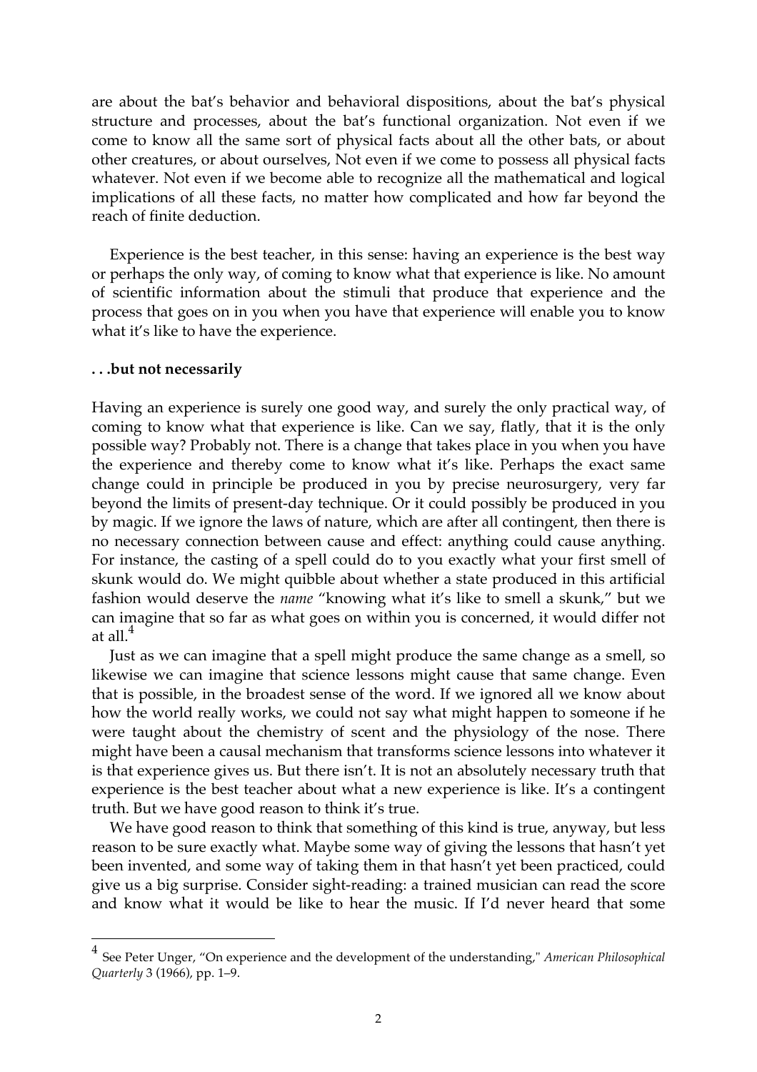are about the bat's behavior and behavioral dispositions, about the bat's physical structure and processes, about the bat's functional organization. Not even if we come to know all the same sort of physical facts about all the other bats, or about other creatures, or about ourselves, Not even if we come to possess all physical facts whatever. Not even if we become able to recognize all the mathematical and logical implications of all these facts, no matter how complicated and how far beyond the reach of finite deduction.

Experience is the best teacher, in this sense: having an experience is the best way or perhaps the only way, of coming to know what that experience is like. No amount of scientific information about the stimuli that produce that experience and the process that goes on in you when you have that experience will enable you to know what it's like to have the experience.

**. . .but not necessarily**

Having an experience is surely one good way, and surely the only practical way, of coming to know what that experience is like. Can we say, flatly, that it is the only possible way? Probably not. There is a change that takes place in you when you have the experience and thereby come to know what it's like. Perhaps the exact same change could in principle be produced in you by precise neurosurgery, very far beyond the limits of present-day technique. Or it could possibly be produced in you by magic. If we ignore the laws of nature, which are after all contingent, then there is no necessary connection between cause and effect: anything could cause anything. For instance, the casting of a spell could do to you exactly what your first smell of skunk would do. We might quibble about whether a state produced in this artificial fashion would deserve the *name* "knowing what it's like to smell a skunk," but we can imagine that so far as what goes on within you is concerned, it would differ not at all.[4]

Just as we can imagine that a spell might produce the same change as a smell, so likewise we can imagine that science lessons might cause that same change. Even that is possible, in the broadest sense of the word. If we ignored all we know about how the world really works, we could not say what might happen to someone if he were taught about the chemistry of scent and the physiology of the nose. There might have been a causal mechanism that transforms science lessons into whatever it is that experience gives us. But there isn't. It is not an absolutely necessary truth that experience is the best teacher about what a new experience is like. It's a contingent truth. But we have good reason to think it's true.

We have good reason to think that something of this kind is true, anyway, but less reason to be sure exactly what. Maybe some way of giving the lessons that hasn't yet been invented, and some way of taking them in that hasn't yet been practiced, could give us a big surprise. Consider sight-reading: a trained musician can read the score and know what it would be like to hear the music. If I'd never heard that some

[4] See Peter Unger, "On experience and the development of the understanding," *American Philosophical Quarterly* 3 (1966), pp. 1–9.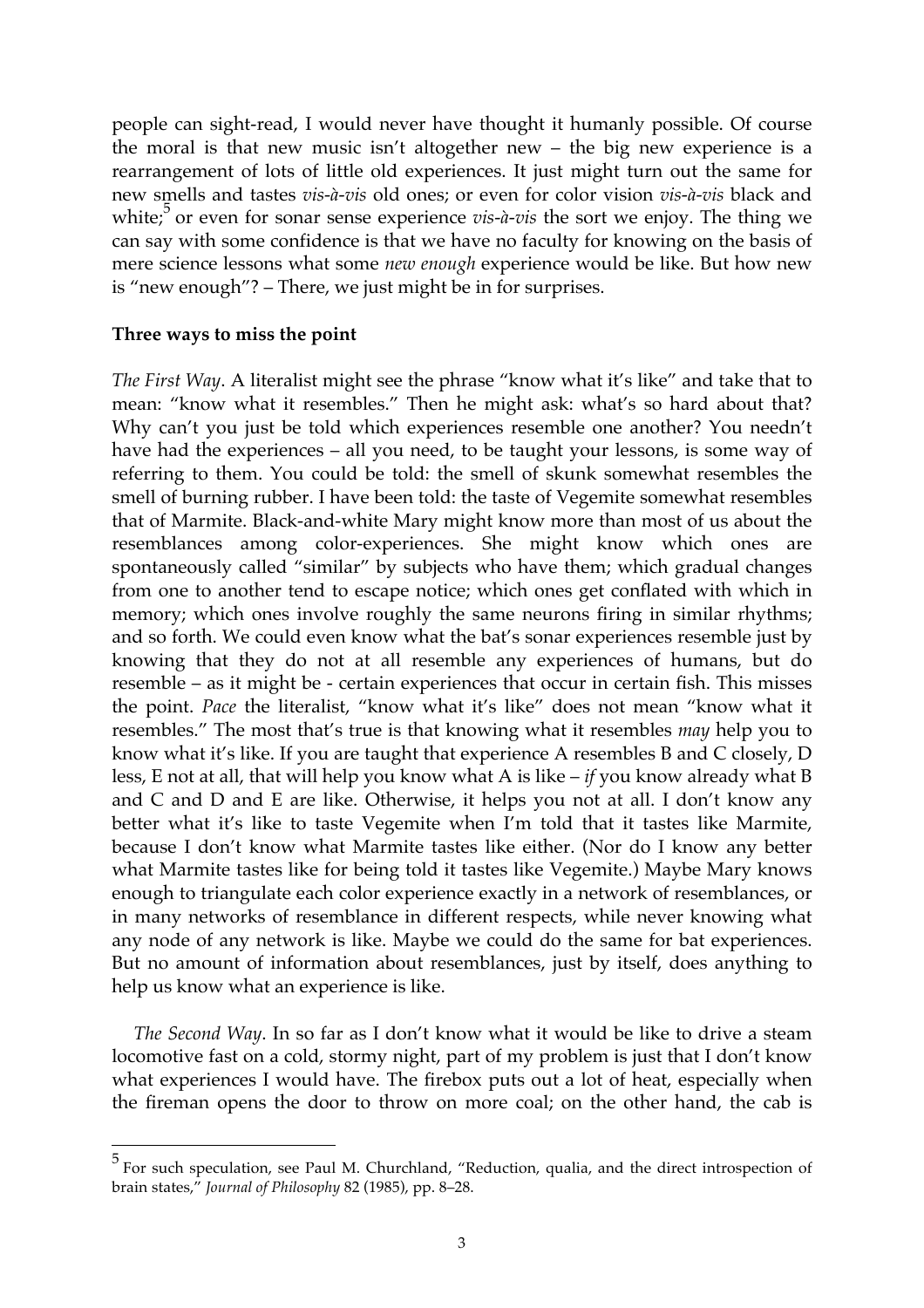people can sight-read, I would never have thought it humanly possible. Of course the moral is that new music isn't altogether new – the big new experience is a rearrangement of lots of little old experiences. It just might turn out the same for new smells and tastes *vis-à-vis* old ones; or even for color vision *vis-à-vis* black and white;[5] or even for sonar sense experience *vis-à-vis* the sort we enjoy. The thing we can say with some confidence is that we have no faculty for knowing on the basis of mere science lessons what some *new enough* experience would be like. But how new is "new enough"? – There, we just might be in for surprises.

**Three ways to miss the point**

*The First Way*. A literalist might see the phrase "know what it's like" and take that to mean: "know what it resembles." Then he might ask: what's so hard about that? Why can't you just be told which experiences resemble one another? You needn't have had the experiences – all you need, to be taught your lessons, is some way of referring to them. You could be told: the smell of skunk somewhat resembles the smell of burning rubber. I have been told: the taste of Vegemite somewhat resembles that of Marmite. Black-and-white Mary might know more than most of us about the resemblances among color-experiences. She might know which ones are spontaneously called "similar" by subjects who have them; which gradual changes from one to another tend to escape notice; which ones get conflated with which in memory; which ones involve roughly the same neurons firing in similar rhythms; and so forth. We could even know what the bat's sonar experiences resemble just by knowing that they do not at all resemble any experiences of humans, but do resemble – as it might be - certain experiences that occur in certain fish. This misses the point. *Pace* the literalist, "know what it's like" does not mean "know what it resembles." The most that's true is that knowing what it resembles *may* help you to know what it's like. If you are taught that experience A resembles B and C closely, D less, E not at all, that will help you know what A is like – *if* you know already what B and C and D and E are like. Otherwise, it helps you not at all. I don't know any better what it's like to taste Vegemite when I'm told that it tastes like Marmite, because I don't know what Marmite tastes like either. (Nor do I know any better what Marmite tastes like for being told it tastes like Vegemite.) Maybe Mary knows enough to triangulate each color experience exactly in a network of resemblances, or in many networks of resemblance in different respects, while never knowing what any node of any network is like. Maybe we could do the same for bat experiences. But no amount of information about resemblances, just by itself, does anything to help us know what an experience is like.

*The Second Way*. In so far as I don't know what it would be like to drive a steam locomotive fast on a cold, stormy night, part of my problem is just that I don't know what experiences I would have. The firebox puts out a lot of heat, especially when the fireman opens the door to throw on more coal; on the other hand, the cab is

[5] For such speculation, see Paul M. Churchland, "Reduction, qualia, and the direct introspection of brain states," *Journal of Philosophy* 82 (1985), pp. 8–28.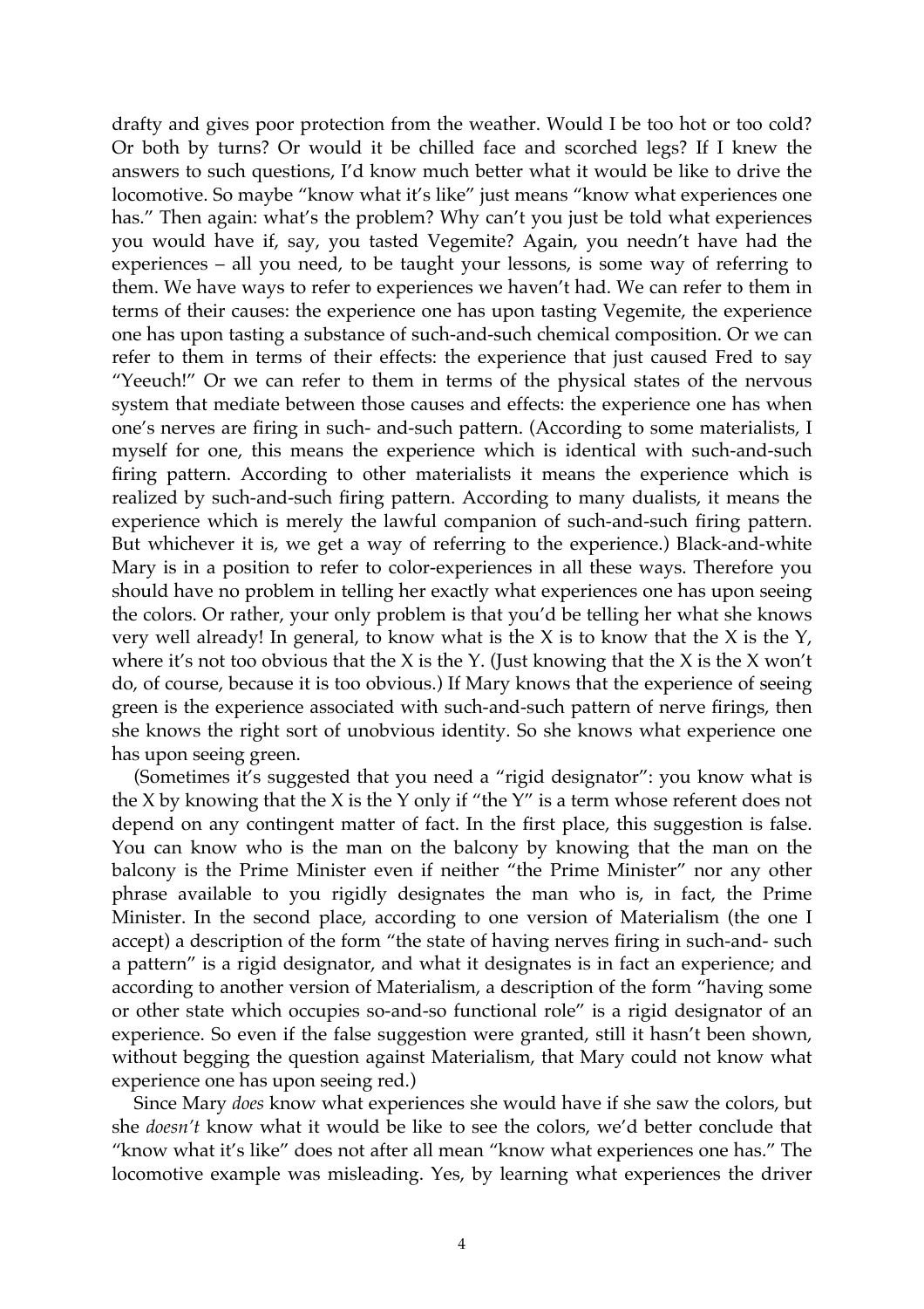drafty and gives poor protection from the weather. Would I be too hot or too cold? Or both by turns? Or would it be chilled face and scorched legs? If I knew the answers to such questions, I'd know much better what it would be like to drive the locomotive. So maybe "know what it's like" just means "know what experiences one has." Then again: what's the problem? Why can't you just be told what experiences you would have if, say, you tasted Vegemite? Again, you needn't have had the experiences – all you need, to be taught your lessons, is some way of referring to them. We have ways to refer to experiences we haven't had. We can refer to them in terms of their causes: the experience one has upon tasting Vegemite, the experience one has upon tasting a substance of such-and-such chemical composition. Or we can refer to them in terms of their effects: the experience that just caused Fred to say "Yeeuch!" Or we can refer to them in terms of the physical states of the nervous system that mediate between those causes and effects: the experience one has when one's nerves are firing in such- and-such pattern. (According to some materialists, I myself for one, this means the experience which is identical with such-and-such firing pattern. According to other materialists it means the experience which is realized by such-and-such firing pattern. According to many dualists, it means the experience which is merely the lawful companion of such-and-such firing pattern. But whichever it is, we get a way of referring to the experience.) Black-and-white Mary is in a position to refer to color-experiences in all these ways. Therefore you should have no problem in telling her exactly what experiences one has upon seeing the colors. Or rather, your only problem is that you'd be telling her what she knows very well already! In general, to know what is the X is to know that the X is the Y, where it's not too obvious that the X is the Y. (Just knowing that the X is the X won't do, of course, because it is too obvious.) If Mary knows that the experience of seeing green is the experience associated with such-and-such pattern of nerve firings, then she knows the right sort of unobvious identity. So she knows what experience one has upon seeing green.

(Sometimes it's suggested that you need a "rigid designator": you know what is the X by knowing that the X is the Y only if "the Y" is a term whose referent does not depend on any contingent matter of fact. In the first place, this suggestion is false. You can know who is the man on the balcony by knowing that the man on the balcony is the Prime Minister even if neither "the Prime Minister" nor any other phrase available to you rigidly designates the man who is, in fact, the Prime Minister. In the second place, according to one version of Materialism (the one I accept) a description of the form "the state of having nerves firing in such-and- such a pattern" is a rigid designator, and what it designates is in fact an experience; and according to another version of Materialism, a description of the form "having some or other state which occupies so-and-so functional role" is a rigid designator of an experience. So even if the false suggestion were granted, still it hasn't been shown, without begging the question against Materialism, that Mary could not know what experience one has upon seeing red.)

Since Mary *does* know what experiences she would have if she saw the colors, but she *doesn't* know what it would be like to see the colors, we'd better conclude that "know what it's like" does not after all mean "know what experiences one has." The locomotive example was misleading. Yes, by learning what experiences the driver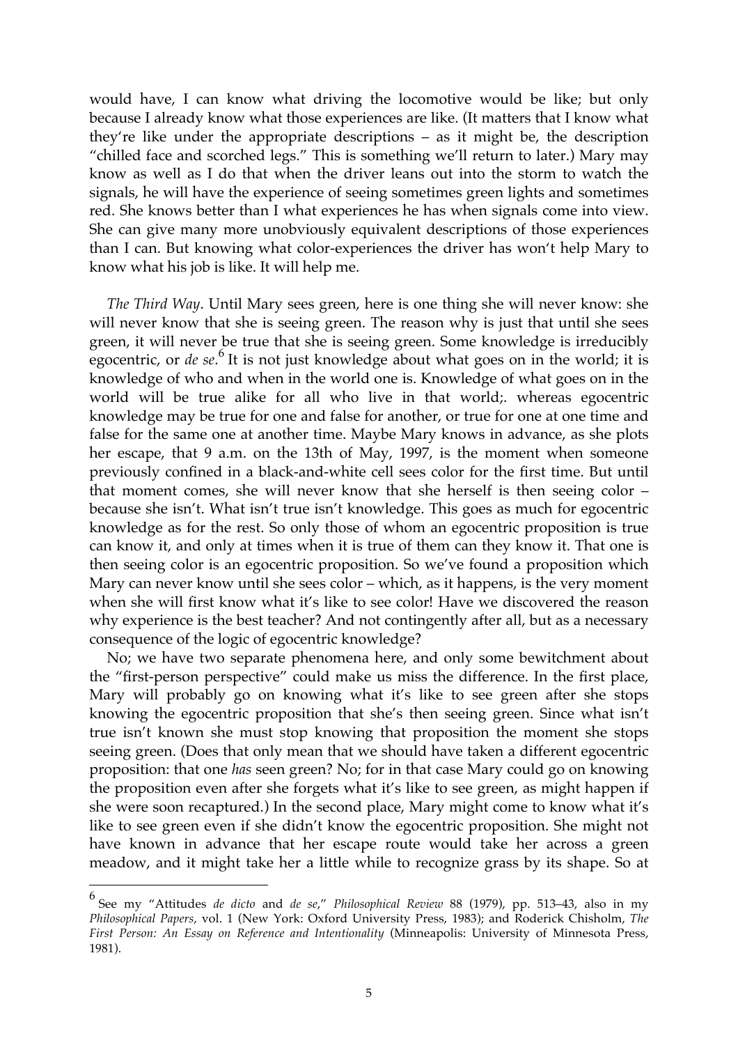would have, I can know what driving the locomotive would be like; but only because I already know what those experiences are like. (It matters that I know what they're like under the appropriate descriptions – as it might be, the description "chilled face and scorched legs." This is something we'll return to later.) Mary may know as well as I do that when the driver leans out into the storm to watch the signals, he will have the experience of seeing sometimes green lights and sometimes red. She knows better than I what experiences he has when signals come into view. She can give many more unobviously equivalent descriptions of those experiences than I can. But knowing what color-experiences the driver has won't help Mary to know what his job is like. It will help me.

*The Third Way*. Until Mary sees green, here is one thing she will never know: she will never know that she is seeing green. The reason why is just that until she sees green, it will never be true that she is seeing green. Some knowledge is irreducibly egocentric, or *de se*.[6] It is not just knowledge about what goes on in the world; it is knowledge of who and when in the world one is. Knowledge of what goes on in the world will be true alike for all who live in that world;. whereas egocentric knowledge may be true for one and false for another, or true for one at one time and false for the same one at another time. Maybe Mary knows in advance, as she plots her escape, that 9 a.m. on the 13th of May, 1997, is the moment when someone previously confined in a black-and-white cell sees color for the first time. But until that moment comes, she will never know that she herself is then seeing color – because she isn't. What isn't true isn't knowledge. This goes as much for egocentric knowledge as for the rest. So only those of whom an egocentric proposition is true can know it, and only at times when it is true of them can they know it. That one is then seeing color is an egocentric proposition. So we've found a proposition which Mary can never know until she sees color – which, as it happens, is the very moment when she will first know what it's like to see color! Have we discovered the reason why experience is the best teacher? And not contingently after all, but as a necessary consequence of the logic of egocentric knowledge?

No; we have two separate phenomena here, and only some bewitchment about the "first-person perspective" could make us miss the difference. In the first place, Mary will probably go on knowing what it's like to see green after she stops knowing the egocentric proposition that she's then seeing green. Since what isn't true isn't known she must stop knowing that proposition the moment she stops seeing green. (Does that only mean that we should have taken a different egocentric proposition: that one *has* seen green? No; for in that case Mary could go on knowing the proposition even after she forgets what it's like to see green, as might happen if she were soon recaptured.) In the second place, Mary might come to know what it's like to see green even if she didn't know the egocentric proposition. She might not have known in advance that her escape route would take her across a green meadow, and it might take her a little while to recognize grass by its shape. So at

---

[6] See my "Attitudes *de dicto* and *de se*," *Philosophical Review* 88 (1979), pp. 513–43, also in my *Philosophical Papers*, vol. 1 (New York: Oxford University Press, 1983); and Roderick Chisholm, *The First Person: An Essay on Reference and Intentionality* (Minneapolis: University of Minnesota Press, 1981).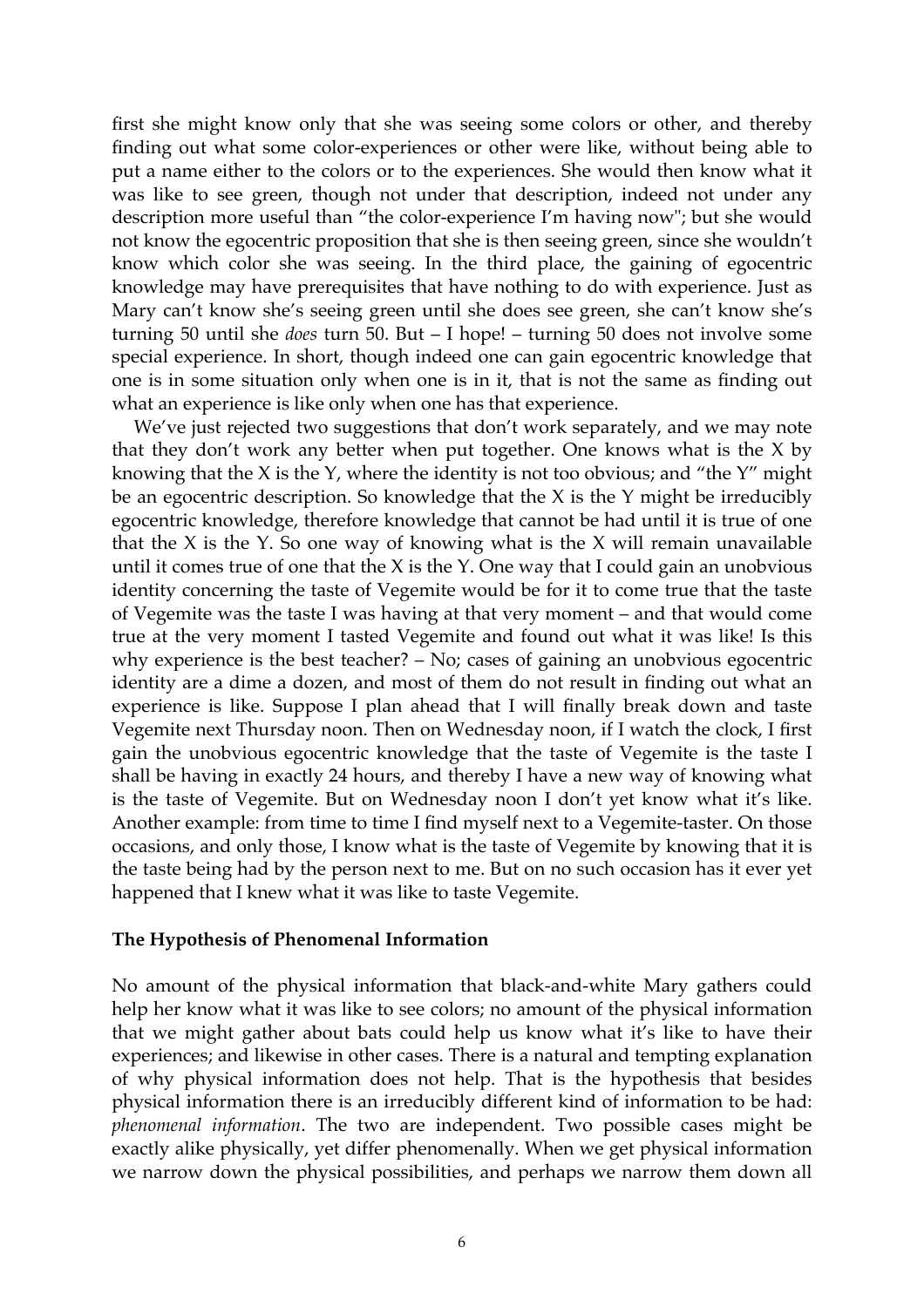first she might know only that she was seeing some colors or other, and thereby finding out what some color-experiences or other were like, without being able to put a name either to the colors or to the experiences. She would then know what it was like to see green, though not under that description, indeed not under any description more useful than "the color-experience I'm having now"; but she would not know the egocentric proposition that she is then seeing green, since she wouldn't know which color she was seeing. In the third place, the gaining of egocentric knowledge may have prerequisites that have nothing to do with experience. Just as Mary can't know she's seeing green until she does see green, she can't know she's turning 50 until she *does* turn 50. But – I hope! – turning 50 does not involve some special experience. In short, though indeed one can gain egocentric knowledge that one is in some situation only when one is in it, that is not the same as finding out what an experience is like only when one has that experience.

We've just rejected two suggestions that don't work separately, and we may note that they don't work any better when put together. One knows what is the X by knowing that the X is the Y, where the identity is not too obvious; and "the Y" might be an egocentric description. So knowledge that the X is the Y might be irreducibly egocentric knowledge, therefore knowledge that cannot be had until it is true of one that the X is the Y. So one way of knowing what is the X will remain unavailable until it comes true of one that the X is the Y. One way that I could gain an unobvious identity concerning the taste of Vegemite would be for it to come true that the taste of Vegemite was the taste I was having at that very moment – and that would come true at the very moment I tasted Vegemite and found out what it was like! Is this why experience is the best teacher? – No; cases of gaining an unobvious egocentric identity are a dime a dozen, and most of them do not result in finding out what an experience is like. Suppose I plan ahead that I will finally break down and taste Vegemite next Thursday noon. Then on Wednesday noon, if I watch the clock, I first gain the unobvious egocentric knowledge that the taste of Vegemite is the taste I shall be having in exactly 24 hours, and thereby I have a new way of knowing what is the taste of Vegemite. But on Wednesday noon I don't yet know what it's like. Another example: from time to time I find myself next to a Vegemite-taster. On those occasions, and only those, I know what is the taste of Vegemite by knowing that it is the taste being had by the person next to me. But on no such occasion has it ever yet happened that I knew what it was like to taste Vegemite.

**The Hypothesis of Phenomenal Information**

No amount of the physical information that black-and-white Mary gathers could help her know what it was like to see colors; no amount of the physical information that we might gather about bats could help us know what it's like to have their experiences; and likewise in other cases. There is a natural and tempting explanation of why physical information does not help. That is the hypothesis that besides physical information there is an irreducibly different kind of information to be had: *phenomenal information*. The two are independent. Two possible cases might be exactly alike physically, yet differ phenomenally. When we get physical information we narrow down the physical possibilities, and perhaps we narrow them down all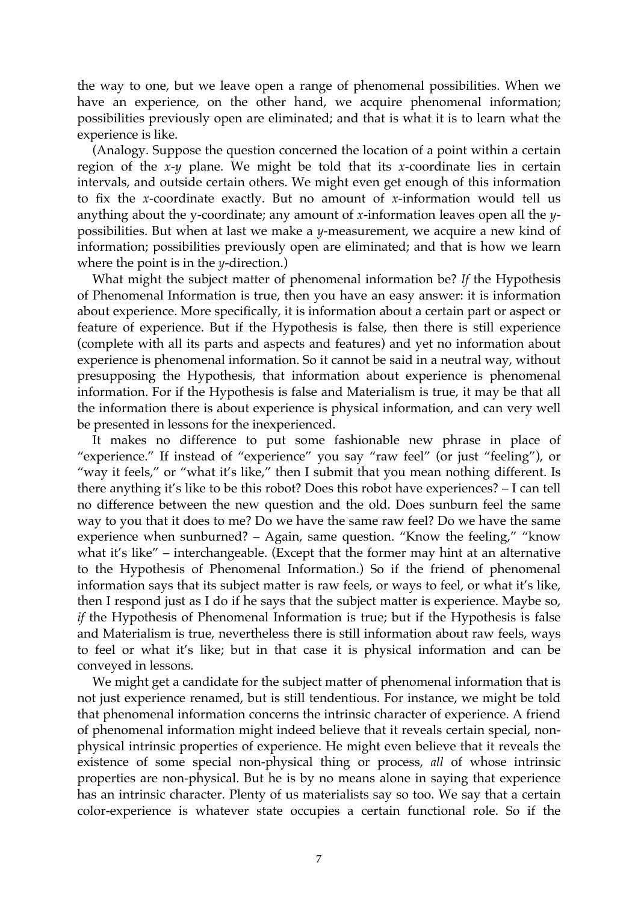the way to one, but we leave open a range of phenomenal possibilities. When we have an experience, on the other hand, we acquire phenomenal information; possibilities previously open are eliminated; and that is what it is to learn what the experience is like.

(Analogy. Suppose the question concerned the location of a point within a certain region of the *x*-*y* plane. We might be told that its *x*-coordinate lies in certain intervals, and outside certain others. We might even get enough of this information to fix the *x*-coordinate exactly. But no amount of *x*-information would tell us anything about the y-coordinate; any amount of *x*-information leaves open all the *y*-possibilities. But when at last we make a *y*-measurement, we acquire a new kind of information; possibilities previously open are eliminated; and that is how we learn where the point is in the *y*-direction.)

What might the subject matter of phenomenal information be? *If* the Hypothesis of Phenomenal Information is true, then you have an easy answer: it is information about experience. More specifically, it is information about a certain part or aspect or feature of experience. But if the Hypothesis is false, then there is still experience (complete with all its parts and aspects and features) and yet no information about experience is phenomenal information. So it cannot be said in a neutral way, without presupposing the Hypothesis, that information about experience is phenomenal information. For if the Hypothesis is false and Materialism is true, it may be that all the information there is about experience is physical information, and can very well be presented in lessons for the inexperienced.

It makes no difference to put some fashionable new phrase in place of "experience." If instead of "experience" you say "raw feel" (or just "feeling"), or "way it feels," or "what it's like," then I submit that you mean nothing different. Is there anything it's like to be this robot? Does this robot have experiences? – I can tell no difference between the new question and the old. Does sunburn feel the same way to you that it does to me? Do we have the same raw feel? Do we have the same experience when sunburned? – Again, same question. "Know the feeling," "know what it's like" – interchangeable. (Except that the former may hint at an alternative to the Hypothesis of Phenomenal Information.) So if the friend of phenomenal information says that its subject matter is raw feels, or ways to feel, or what it's like, then I respond just as I do if he says that the subject matter is experience. Maybe so, *if* the Hypothesis of Phenomenal Information is true; but if the Hypothesis is false and Materialism is true, nevertheless there is still information about raw feels, ways to feel or what it's like; but in that case it is physical information and can be conveyed in lessons.

We might get a candidate for the subject matter of phenomenal information that is not just experience renamed, but is still tendentious. For instance, we might be told that phenomenal information concerns the intrinsic character of experience. A friend of phenomenal information might indeed believe that it reveals certain special, non-physical intrinsic properties of experience. He might even believe that it reveals the existence of some special non-physical thing or process, *all* of whose intrinsic properties are non-physical. But he is by no means alone in saying that experience has an intrinsic character. Plenty of us materialists say so too. We say that a certain color-experience is whatever state occupies a certain functional role. So if the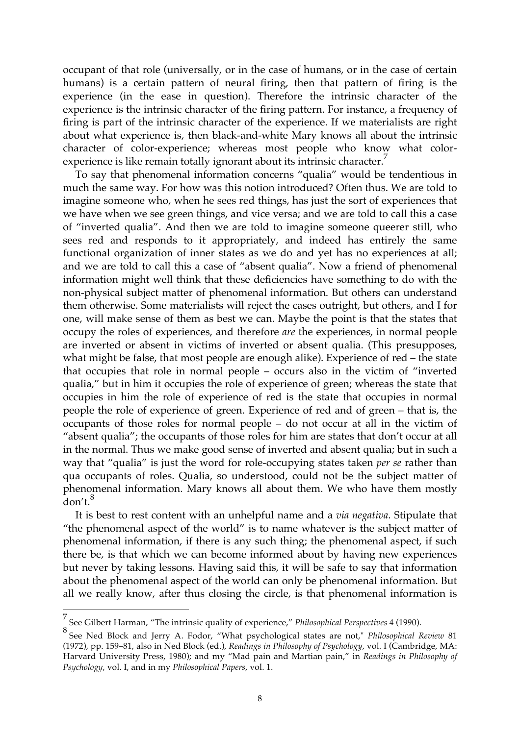occupant of that role (universally, or in the case of humans, or in the case of certain humans) is a certain pattern of neural firing, then that pattern of firing is the experience (in the ease in question). Therefore the intrinsic character of the experience is the intrinsic character of the firing pattern. For instance, a frequency of firing is part of the intrinsic character of the experience. If we materialists are right about what experience is, then black-and-white Mary knows all about the intrinsic character of color-experience; whereas most people who know what color-experience is like remain totally ignorant about its intrinsic character.[7]

To say that phenomenal information concerns "qualia" would be tendentious in much the same way. For how was this notion introduced? Often thus. We are told to imagine someone who, when he sees red things, has just the sort of experiences that we have when we see green things, and vice versa; and we are told to call this a case of "inverted qualia". And then we are told to imagine someone queerer still, who sees red and responds to it appropriately, and indeed has entirely the same functional organization of inner states as we do and yet has no experiences at all; and we are told to call this a case of "absent qualia". Now a friend of phenomenal information might well think that these deficiencies have something to do with the non-physical subject matter of phenomenal information. But others can understand them otherwise. Some materialists will reject the cases outright, but others, and I for one, will make sense of them as best we can. Maybe the point is that the states that occupy the roles of experiences, and therefore *are* the experiences, in normal people are inverted or absent in victims of inverted or absent qualia. (This presupposes, what might be false, that most people are enough alike). Experience of red – the state that occupies that role in normal people – occurs also in the victim of "inverted qualia," but in him it occupies the role of experience of green; whereas the state that occupies in him the role of experience of red is the state that occupies in normal people the role of experience of green. Experience of red and of green – that is, the occupants of those roles for normal people – do not occur at all in the victim of "absent qualia"; the occupants of those roles for him are states that don't occur at all in the normal. Thus we make good sense of inverted and absent qualia; but in such a way that "qualia" is just the word for role-occupying states taken *per se* rather than qua occupants of roles. Qualia, so understood, could not be the subject matter of phenomenal information. Mary knows all about them. We who have them mostly don't.[8]

It is best to rest content with an unhelpful name and a *via negativa*. Stipulate that "the phenomenal aspect of the world" is to name whatever is the subject matter of phenomenal information, if there is any such thing; the phenomenal aspect, if such there be, is that which we can become informed about by having new experiences but never by taking lessons. Having said this, it will be safe to say that information about the phenomenal aspect of the world can only be phenomenal information. But all we really know, after thus closing the circle, is that phenomenal information is

---

[7] See Gilbert Harman, "The intrinsic quality of experience," *Philosophical Perspectives* 4 (1990).

[8] See Ned Block and Jerry A. Fodor, "What psychological states are not," *Philosophical Review* 81 (1972), pp. 159–81, also in Ned Block (ed.), *Readings in Philosophy of Psychology*, vol. I (Cambridge, MA: Harvard University Press, 1980); and my "Mad pain and Martian pain," in *Readings in Philosophy of Psychology*, vol. I, and in my *Philosophical Papers*, vol. 1.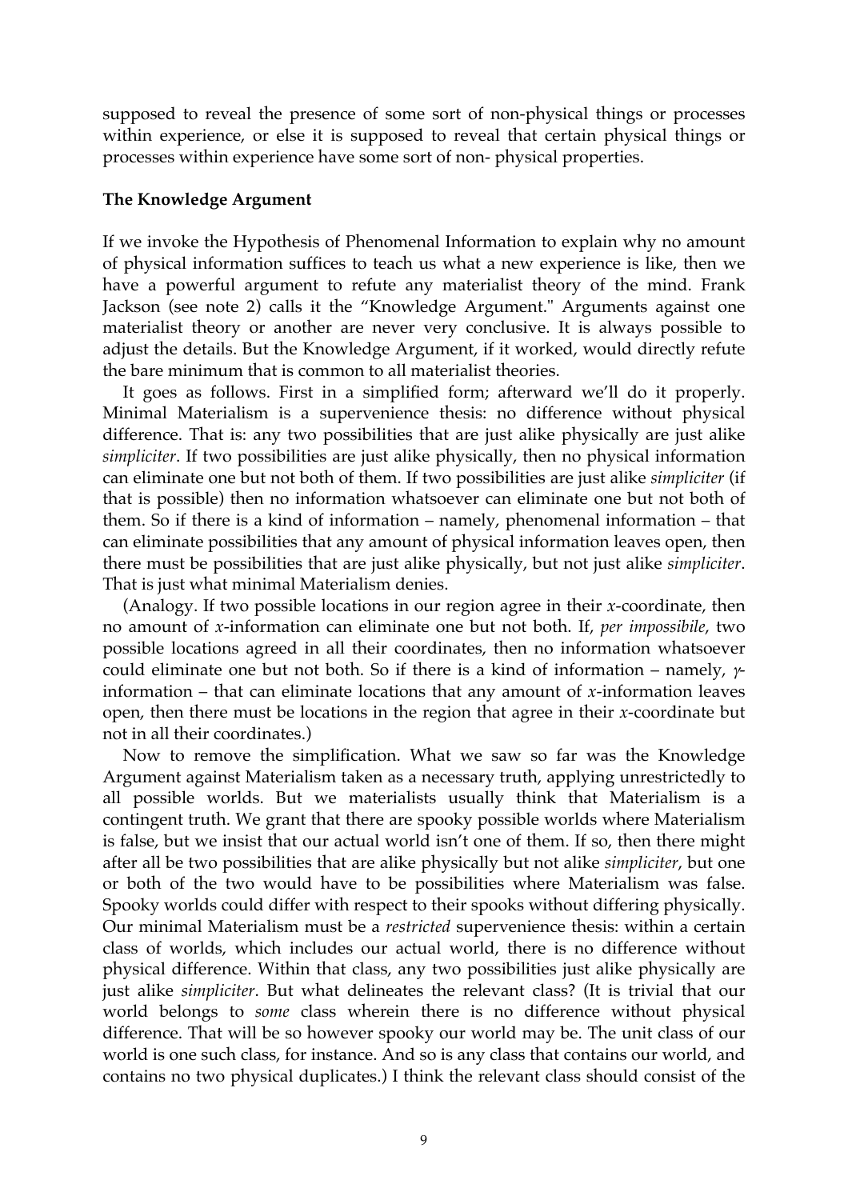supposed to reveal the presence of some sort of non-physical things or processes within experience, or else it is supposed to reveal that certain physical things or processes within experience have some sort of non- physical properties.

**The Knowledge Argument**

If we invoke the Hypothesis of Phenomenal Information to explain why no amount of physical information suffices to teach us what a new experience is like, then we have a powerful argument to refute any materialist theory of the mind. Frank Jackson (see note 2) calls it the "Knowledge Argument." Arguments against one materialist theory or another are never very conclusive. It is always possible to adjust the details. But the Knowledge Argument, if it worked, would directly refute the bare minimum that is common to all materialist theories.

It goes as follows. First in a simplified form; afterward we'll do it properly. Minimal Materialism is a supervenience thesis: no difference without physical difference. That is: any two possibilities that are just alike physically are just alike *simpliciter*. If two possibilities are just alike physically, then no physical information can eliminate one but not both of them. If two possibilities are just alike *simpliciter* (if that is possible) then no information whatsoever can eliminate one but not both of them. So if there is a kind of information – namely, phenomenal information – that can eliminate possibilities that any amount of physical information leaves open, then there must be possibilities that are just alike physically, but not just alike *simpliciter*. That is just what minimal Materialism denies.

(Analogy. If two possible locations in our region agree in their $x$-coordinate, then no amount of $x$-information can eliminate one but not both. If, *per impossibile*, two possible locations agreed in all their coordinates, then no information whatsoever could eliminate one but not both. So if there is a kind of information – namely, $y$-information – that can eliminate locations that any amount of $x$-information leaves open, then there must be locations in the region that agree in their $x$-coordinate but not in all their coordinates.)

Now to remove the simplification. What we saw so far was the Knowledge Argument against Materialism taken as a necessary truth, applying unrestrictedly to all possible worlds. But we materialists usually think that Materialism is a contingent truth. We grant that there are spooky possible worlds where Materialism is false, but we insist that our actual world isn't one of them. If so, then there might after all be two possibilities that are alike physically but not alike *simpliciter*, but one or both of the two would have to be possibilities where Materialism was false. Spooky worlds could differ with respect to their spooks without differing physically. Our minimal Materialism must be a *restricted* supervenience thesis: within a certain class of worlds, which includes our actual world, there is no difference without physical difference. Within that class, any two possibilities just alike physically are just alike *simpliciter*. But what delineates the relevant class? (It is trivial that our world belongs to *some* class wherein there is no difference without physical difference. That will be so however spooky our world may be. The unit class of our world is one such class, for instance. And so is any class that contains our world, and contains no two physical duplicates.) I think the relevant class should consist of the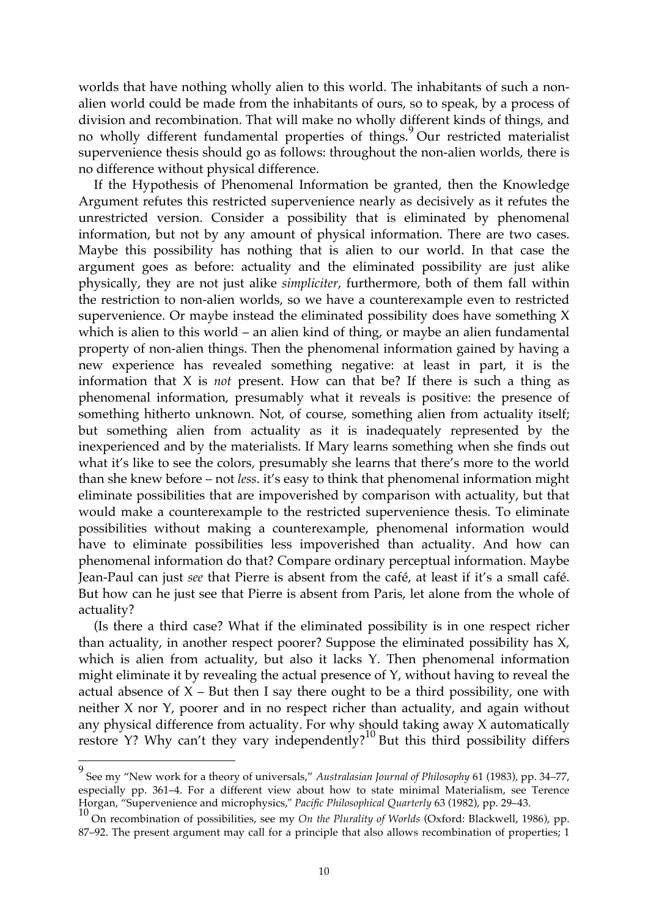worlds that have nothing wholly alien to this world. The inhabitants of such a non-alien world could be made from the inhabitants of ours, so to speak, by a process of division and recombination. That will make no wholly different kinds of things, and no wholly different fundamental properties of things.[9] Our restricted materialist supervenience thesis should go as follows: throughout the non-alien worlds, there is no difference without physical difference.

If the Hypothesis of Phenomenal Information be granted, then the Knowledge Argument refutes this restricted supervenience nearly as decisively as it refutes the unrestricted version. Consider a possibility that is eliminated by phenomenal information, but not by any amount of physical information. There are two cases. Maybe this possibility has nothing that is alien to our world. In that case the argument goes as before: actuality and the eliminated possibility are just alike physically, they are not just alike *simpliciter*, furthermore, both of them fall within the restriction to non-alien worlds, so we have a counterexample even to restricted supervenience. Or maybe instead the eliminated possibility does have something X which is alien to this world – an alien kind of thing, or maybe an alien fundamental property of non-alien things. Then the phenomenal information gained by having a new experience has revealed something negative: at least in part, it is the information that X is *not* present. How can that be? If there is such a thing as phenomenal information, presumably what it reveals is positive: the presence of something hitherto unknown. Not, of course, something alien from actuality itself; but something alien from actuality as it is inadequately represented by the inexperienced and by the materialists. If Mary learns something when she finds out what it's like to see the colors, presumably she learns that there's more to the world than she knew before – not *less*. it's easy to think that phenomenal information might eliminate possibilities that are impoverished by comparison with actuality, but that would make a counterexample to the restricted supervenience thesis. To eliminate possibilities without making a counterexample, phenomenal information would have to eliminate possibilities less impoverished than actuality. And how can phenomenal information do that? Compare ordinary perceptual information. Maybe Jean-Paul can just *see* that Pierre is absent from the café, at least if it's a small café. But how can he just see that Pierre is absent from Paris, let alone from the whole of actuality?

(Is there a third case? What if the eliminated possibility is in one respect richer than actuality, in another respect poorer? Suppose the eliminated possibility has X, which is alien from actuality, but also it lacks Y. Then phenomenal information might eliminate it by revealing the actual presence of Y, without having to reveal the actual absence of X – But then I say there ought to be a third possibility, one with neither X nor Y, poorer and in no respect richer than actuality, and again without any physical difference from actuality. For why should taking away X automatically restore Y? Why can't they vary independently?[10] But this third possibility differs

[9] See my "New work for a theory of universals," *Australasian Journal of Philosophy* 61 (1983), pp. 34–77, especially pp. 361–4. For a different view about how to state minimal Materialism, see Terence Horgan, "Supervenience and microphysics," *Pacific Philosophical Quarterly* 63 (1982), pp. 29–43.

[10] On recombination of possibilities, see my *On the Plurality of Worlds* (Oxford: Blackwell, 1986), pp. 87–92. The present argument may call for a principle that also allows recombination of properties; 1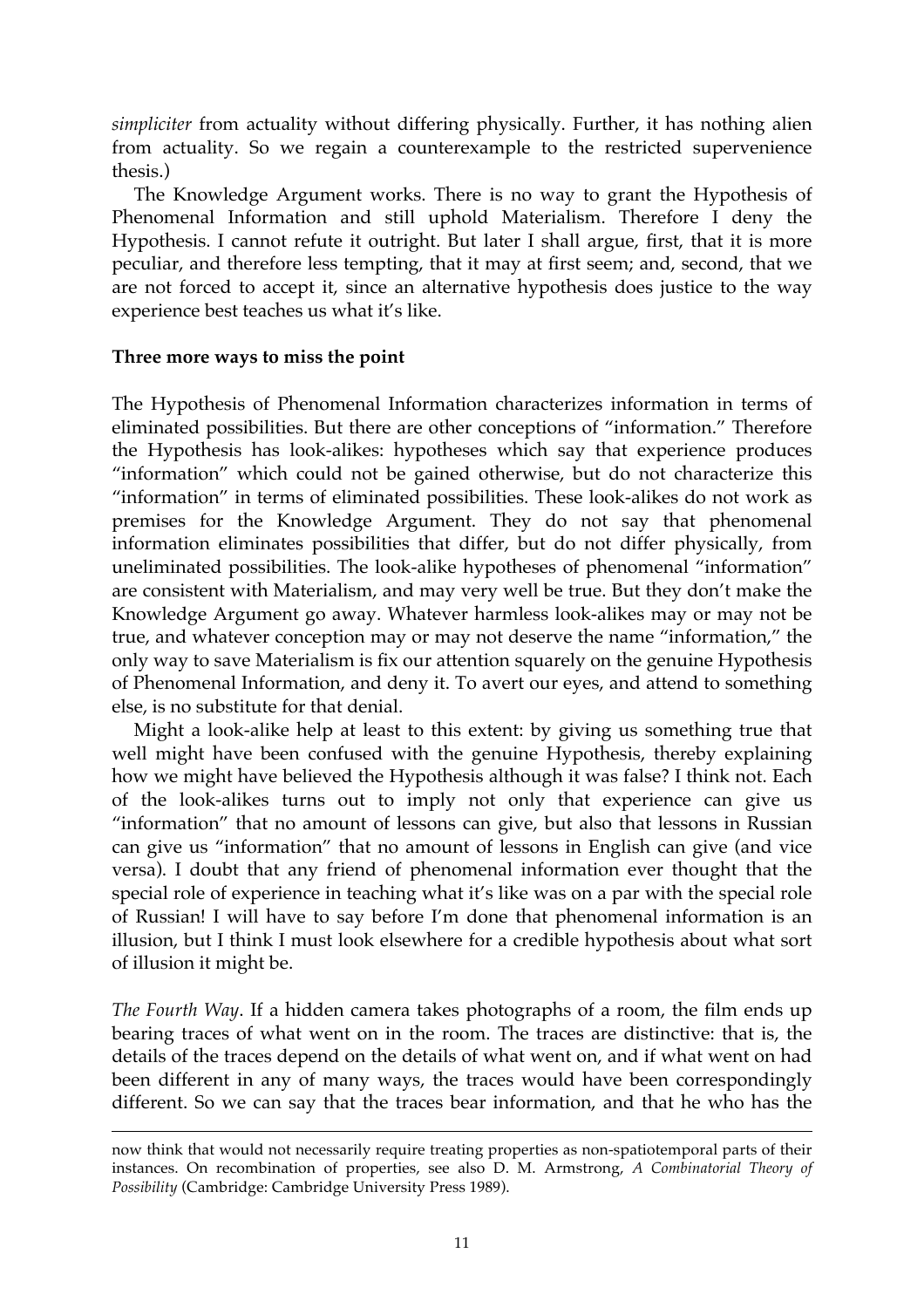*simpliciter* from actuality without differing physically. Further, it has nothing alien from actuality. So we regain a counterexample to the restricted supervenience thesis.)

The Knowledge Argument works. There is no way to grant the Hypothesis of Phenomenal Information and still uphold Materialism. Therefore I deny the Hypothesis. I cannot refute it outright. But later I shall argue, first, that it is more peculiar, and therefore less tempting, that it may at first seem; and, second, that we are not forced to accept it, since an alternative hypothesis does justice to the way experience best teaches us what it's like.

**Three more ways to miss the point**

The Hypothesis of Phenomenal Information characterizes information in terms of eliminated possibilities. But there are other conceptions of "information." Therefore the Hypothesis has look-alikes: hypotheses which say that experience produces "information" which could not be gained otherwise, but do not characterize this "information" in terms of eliminated possibilities. These look-alikes do not work as premises for the Knowledge Argument. They do not say that phenomenal information eliminates possibilities that differ, but do not differ physically, from uneliminated possibilities. The look-alike hypotheses of phenomenal "information" are consistent with Materialism, and may very well be true. But they don't make the Knowledge Argument go away. Whatever harmless look-alikes may or may not be true, and whatever conception may or may not deserve the name "information," the only way to save Materialism is fix our attention squarely on the genuine Hypothesis of Phenomenal Information, and deny it. To avert our eyes, and attend to something else, is no substitute for that denial.

Might a look-alike help at least to this extent: by giving us something true that well might have been confused with the genuine Hypothesis, thereby explaining how we might have believed the Hypothesis although it was false? I think not. Each of the look-alikes turns out to imply not only that experience can give us "information" that no amount of lessons can give, but also that lessons in Russian can give us "information" that no amount of lessons in English can give (and vice versa). I doubt that any friend of phenomenal information ever thought that the special role of experience in teaching what it's like was on a par with the special role of Russian! I will have to say before I'm done that phenomenal information is an illusion, but I think I must look elsewhere for a credible hypothesis about what sort of illusion it might be.

*The Fourth Way*. If a hidden camera takes photographs of a room, the film ends up bearing traces of what went on in the room. The traces are distinctive: that is, the details of the traces depend on the details of what went on, and if what went on had been different in any of many ways, the traces would have been correspondingly different. So we can say that the traces bear information, and that he who has the

---

now think that would not necessarily require treating properties as non-spatiotemporal parts of their instances. On recombination of properties, see also D. M. Armstrong, *A Combinatorial Theory of Possibility* (Cambridge: Cambridge University Press 1989).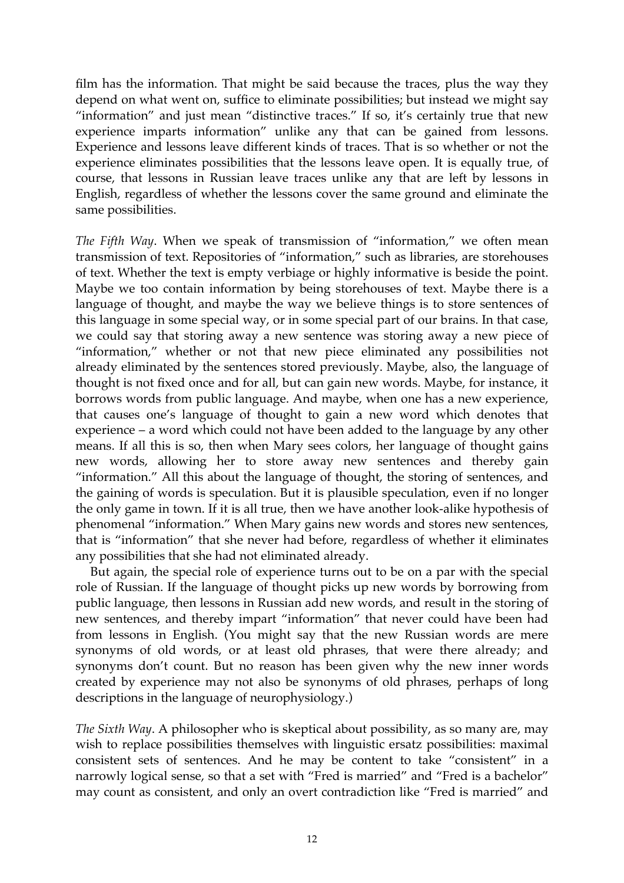film has the information. That might be said because the traces, plus the way they depend on what went on, suffice to eliminate possibilities; but instead we might say "information" and just mean "distinctive traces." If so, it's certainly true that new experience imparts information" unlike any that can be gained from lessons. Experience and lessons leave different kinds of traces. That is so whether or not the experience eliminates possibilities that the lessons leave open. It is equally true, of course, that lessons in Russian leave traces unlike any that are left by lessons in English, regardless of whether the lessons cover the same ground and eliminate the same possibilities.

*The Fifth Way*. When we speak of transmission of "information," we often mean transmission of text. Repositories of "information," such as libraries, are storehouses of text. Whether the text is empty verbiage or highly informative is beside the point. Maybe we too contain information by being storehouses of text. Maybe there is a language of thought, and maybe the way we believe things is to store sentences of this language in some special way, or in some special part of our brains. In that case, we could say that storing away a new sentence was storing away a new piece of "information," whether or not that new piece eliminated any possibilities not already eliminated by the sentences stored previously. Maybe, also, the language of thought is not fixed once and for all, but can gain new words. Maybe, for instance, it borrows words from public language. And maybe, when one has a new experience, that causes one's language of thought to gain a new word which denotes that experience – a word which could not have been added to the language by any other means. If all this is so, then when Mary sees colors, her language of thought gains new words, allowing her to store away new sentences and thereby gain "information." All this about the language of thought, the storing of sentences, and the gaining of words is speculation. But it is plausible speculation, even if no longer the only game in town. If it is all true, then we have another look-alike hypothesis of phenomenal "information." When Mary gains new words and stores new sentences, that is "information" that she never had before, regardless of whether it eliminates any possibilities that she had not eliminated already.

But again, the special role of experience turns out to be on a par with the special role of Russian. If the language of thought picks up new words by borrowing from public language, then lessons in Russian add new words, and result in the storing of new sentences, and thereby impart "information" that never could have been had from lessons in English. (You might say that the new Russian words are mere synonyms of old words, or at least old phrases, that were there already; and synonyms don't count. But no reason has been given why the new inner words created by experience may not also be synonyms of old phrases, perhaps of long descriptions in the language of neurophysiology.)

*The Sixth Way*. A philosopher who is skeptical about possibility, as so many are, may wish to replace possibilities themselves with linguistic ersatz possibilities: maximal consistent sets of sentences. And he may be content to take "consistent" in a narrowly logical sense, so that a set with "Fred is married" and "Fred is a bachelor" may count as consistent, and only an overt contradiction like "Fred is married" and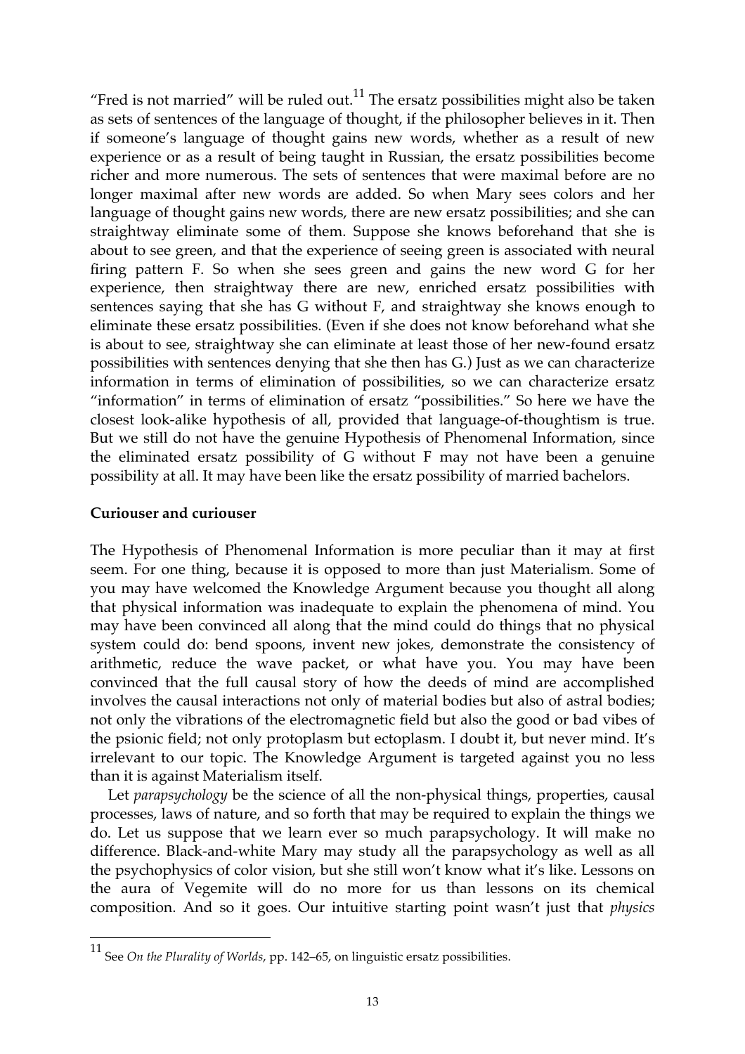"Fred is not married" will be ruled out.[11] The ersatz possibilities might also be taken as sets of sentences of the language of thought, if the philosopher believes in it. Then if someone's language of thought gains new words, whether as a result of new experience or as a result of being taught in Russian, the ersatz possibilities become richer and more numerous. The sets of sentences that were maximal before are no longer maximal after new words are added. So when Mary sees colors and her language of thought gains new words, there are new ersatz possibilities; and she can straightway eliminate some of them. Suppose she knows beforehand that she is about to see green, and that the experience of seeing green is associated with neural firing pattern F. So when she sees green and gains the new word G for her experience, then straightway there are new, enriched ersatz possibilities with sentences saying that she has G without F, and straightway she knows enough to eliminate these ersatz possibilities. (Even if she does not know beforehand what she is about to see, straightway she can eliminate at least those of her new-found ersatz possibilities with sentences denying that she then has G.) Just as we can characterize information in terms of elimination of possibilities, so we can characterize ersatz "information" in terms of elimination of ersatz "possibilities." So here we have the closest look-alike hypothesis of all, provided that language-of-thoughtism is true. But we still do not have the genuine Hypothesis of Phenomenal Information, since the eliminated ersatz possibility of G without F may not have been a genuine possibility at all. It may have been like the ersatz possibility of married bachelors.

**Curiouser and curiouser**

The Hypothesis of Phenomenal Information is more peculiar than it may at first seem. For one thing, because it is opposed to more than just Materialism. Some of you may have welcomed the Knowledge Argument because you thought all along that physical information was inadequate to explain the phenomena of mind. You may have been convinced all along that the mind could do things that no physical system could do: bend spoons, invent new jokes, demonstrate the consistency of arithmetic, reduce the wave packet, or what have you. You may have been convinced that the full causal story of how the deeds of mind are accomplished involves the causal interactions not only of material bodies but also of astral bodies; not only the vibrations of the electromagnetic field but also the good or bad vibes of the psionic field; not only protoplasm but ectoplasm. I doubt it, but never mind. It's irrelevant to our topic. The Knowledge Argument is targeted against you no less than it is against Materialism itself.

Let *parapsychology* be the science of all the non-physical things, properties, causal processes, laws of nature, and so forth that may be required to explain the things we do. Let us suppose that we learn ever so much parapsychology. It will make no difference. Black-and-white Mary may study all the parapsychology as well as all the psychophysics of color vision, but she still won't know what it's like. Lessons on the aura of Vegemite will do no more for us than lessons on its chemical composition. And so it goes. Our intuitive starting point wasn't just that *physics*

---

[11] See *On the Plurality of Worlds*, pp. 142–65, on linguistic ersatz possibilities.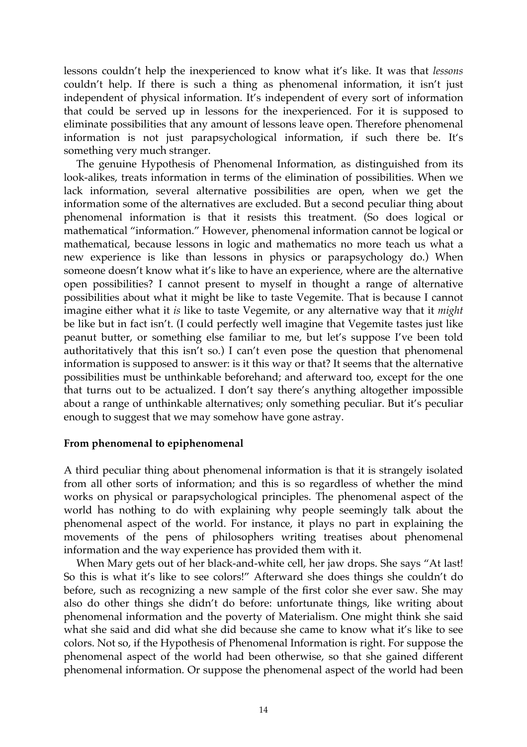lessons couldn't help the inexperienced to know what it's like. It was that *lessons* couldn't help. If there is such a thing as phenomenal information, it isn't just independent of physical information. It's independent of every sort of information that could be served up in lessons for the inexperienced. For it is supposed to eliminate possibilities that any amount of lessons leave open. Therefore phenomenal information is not just parapsychological information, if such there be. It's something very much stranger.

The genuine Hypothesis of Phenomenal Information, as distinguished from its look-alikes, treats information in terms of the elimination of possibilities. When we lack information, several alternative possibilities are open, when we get the information some of the alternatives are excluded. But a second peculiar thing about phenomenal information is that it resists this treatment. (So does logical or mathematical "information." However, phenomenal information cannot be logical or mathematical, because lessons in logic and mathematics no more teach us what a new experience is like than lessons in physics or parapsychology do.) When someone doesn't know what it's like to have an experience, where are the alternative open possibilities? I cannot present to myself in thought a range of alternative possibilities about what it might be like to taste Vegemite. That is because I cannot imagine either what it *is* like to taste Vegemite, or any alternative way that it *might* be like but in fact isn't. (I could perfectly well imagine that Vegemite tastes just like peanut butter, or something else familiar to me, but let's suppose I've been told authoritatively that this isn't so.) I can't even pose the question that phenomenal information is supposed to answer: is it this way or that? It seems that the alternative possibilities must be unthinkable beforehand; and afterward too, except for the one that turns out to be actualized. I don't say there's anything altogether impossible about a range of unthinkable alternatives; only something peculiar. But it's peculiar enough to suggest that we may somehow have gone astray.

**From phenomenal to epiphenomenal**

A third peculiar thing about phenomenal information is that it is strangely isolated from all other sorts of information; and this is so regardless of whether the mind works on physical or parapsychological principles. The phenomenal aspect of the world has nothing to do with explaining why people seemingly talk about the phenomenal aspect of the world. For instance, it plays no part in explaining the movements of the pens of philosophers writing treatises about phenomenal information and the way experience has provided them with it.

When Mary gets out of her black-and-white cell, her jaw drops. She says "At last! So this is what it's like to see colors!" Afterward she does things she couldn't do before, such as recognizing a new sample of the first color she ever saw. She may also do other things she didn't do before: unfortunate things, like writing about phenomenal information and the poverty of Materialism. One might think she said what she said and did what she did because she came to know what it's like to see colors. Not so, if the Hypothesis of Phenomenal Information is right. For suppose the phenomenal aspect of the world had been otherwise, so that she gained different phenomenal information. Or suppose the phenomenal aspect of the world had been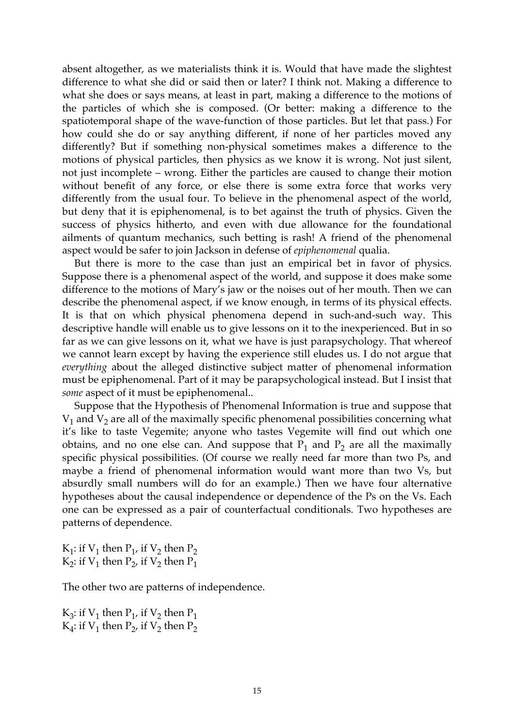absent altogether, as we materialists think it is. Would that have made the slightest difference to what she did or said then or later? I think not. Making a difference to what she does or says means, at least in part, making a difference to the motions of the particles of which she is composed. (Or better: making a difference to the spatiotemporal shape of the wave-function of those particles. But let that pass.) For how could she do or say anything different, if none of her particles moved any differently? But if something non-physical sometimes makes a difference to the motions of physical particles, then physics as we know it is wrong. Not just silent, not just incomplete – wrong. Either the particles are caused to change their motion without benefit of any force, or else there is some extra force that works very differently from the usual four. To believe in the phenomenal aspect of the world, but deny that it is epiphenomenal, is to bet against the truth of physics. Given the success of physics hitherto, and even with due allowance for the foundational ailments of quantum mechanics, such betting is rash! A friend of the phenomenal aspect would be safer to join Jackson in defense of *epiphenomenal* qualia.

But there is more to the case than just an empirical bet in favor of physics. Suppose there is a phenomenal aspect of the world, and suppose it does make some difference to the motions of Mary's jaw or the noises out of her mouth. Then we can describe the phenomenal aspect, if we know enough, in terms of its physical effects. It is that on which physical phenomena depend in such-and-such way. This descriptive handle will enable us to give lessons on it to the inexperienced. But in so far as we can give lessons on it, what we have is just parapsychology. That whereof we cannot learn except by having the experience still eludes us. I do not argue that *everything* about the alleged distinctive subject matter of phenomenal information must be epiphenomenal. Part of it may be parapsychological instead. But I insist that *some* aspect of it must be epiphenomenal..

Suppose that the Hypothesis of Phenomenal Information is true and suppose that $V_1$ and $V_2$ are all of the maximally specific phenomenal possibilities concerning what it's like to taste Vegemite; anyone who tastes Vegemite will find out which one obtains, and no one else can. And suppose that $P_1$ and $P_2$ are all the maximally specific physical possibilities. (Of course we really need far more than two Ps, and maybe a friend of phenomenal information would want more than two Vs, but absurdly small numbers will do for an example.) Then we have four alternative hypotheses about the causal independence or dependence of the Ps on the Vs. Each one can be expressed as a pair of counterfactual conditionals. Two hypotheses are patterns of dependence.

$K_1$: if $V_1$ then $P_1$, if $V_2$ then $P_2$
$K_2$: if $V_1$ then $P_2$, if $V_2$ then $P_1$

The other two are patterns of independence.

$K_3$: if $V_1$ then $P_1$, if $V_2$ then $P_1$
$K_4$: if $V_1$ then $P_2$, if $V_2$ then $P_2$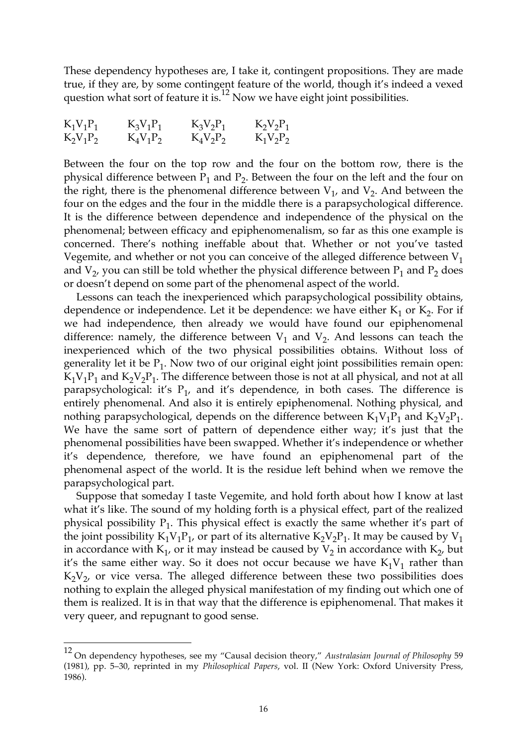These dependency hypotheses are, I take it, contingent propositions. They are made true, if they are, by some contingent feature of the world, though it's indeed a vexed question what sort of feature it is.[12] Now we have eight joint possibilities.

| | | | |
|---|---|---|---|
| $K_1V_1P_1$ | $K_3V_1P_1$ | $K_3V_2P_1$ | $K_2V_2P_1$ |
| $K_2V_1P_2$ | $K_4V_1P_2$ | $K_4V_2P_2$ | $K_1V_2P_2$ |

Between the four on the top row and the four on the bottom row, there is the physical difference between $P_1$ and $P_2$. Between the four on the left and the four on the right, there is the phenomenal difference between $V_1$, and $V_2$. And between the four on the edges and the four in the middle there is a parapsychological difference. It is the difference between dependence and independence of the physical on the phenomenal; between efficacy and epiphenomenalism, so far as this one example is concerned. There's nothing ineffable about that. Whether or not you've tasted Vegemite, and whether or not you can conceive of the alleged difference between $V_1$ and $V_2$, you can still be told whether the physical difference between $P_1$ and $P_2$ does or doesn't depend on some part of the phenomenal aspect of the world.

Lessons can teach the inexperienced which parapsychological possibility obtains, dependence or independence. Let it be dependence: we have either $K_1$ or $K_2$. For if we had independence, then already we would have found our epiphenomenal difference: namely, the difference between $V_1$ and $V_2$. And lessons can teach the inexperienced which of the two physical possibilities obtains. Without loss of generality let it be $P_1$. Now two of our original eight joint possibilities remain open: $K_1V_1P_1$ and $K_2V_2P_1$. The difference between those is not at all physical, and not at all parapsychological: it's $P_1$, and it's dependence, in both cases. The difference is entirely phenomenal. And also it is entirely epiphenomenal. Nothing physical, and nothing parapsychological, depends on the difference between $K_1V_1P_1$ and $K_2V_2P_1$. We have the same sort of pattern of dependence either way; it's just that the phenomenal possibilities have been swapped. Whether it's independence or whether it's dependence, therefore, we have found an epiphenomenal part of the phenomenal aspect of the world. It is the residue left behind when we remove the parapsychological part.

Suppose that someday I taste Vegemite, and hold forth about how I know at last what it's like. The sound of my holding forth is a physical effect, part of the realized physical possibility $P_1$. This physical effect is exactly the same whether it's part of the joint possibility $K_1V_1P_1$, or part of its alternative $K_2V_2P_1$. It may be caused by $V_1$ in accordance with $K_1$, or it may instead be caused by $V_2$ in accordance with $K_2$, but it's the same either way. So it does not occur because we have $K_1V_1$ rather than $K_2V_2$, or vice versa. The alleged difference between these two possibilities does nothing to explain the alleged physical manifestation of my finding out which one of them is realized. It is in that way that the difference is epiphenomenal. That makes it very queer, and repugnant to good sense.

---

[12] On dependency hypotheses, see my "Causal decision theory," *Australasian Journal of Philosophy* 59 (1981), pp. 5–30, reprinted in my *Philosophical Papers*, vol. II (New York: Oxford University Press, 1986).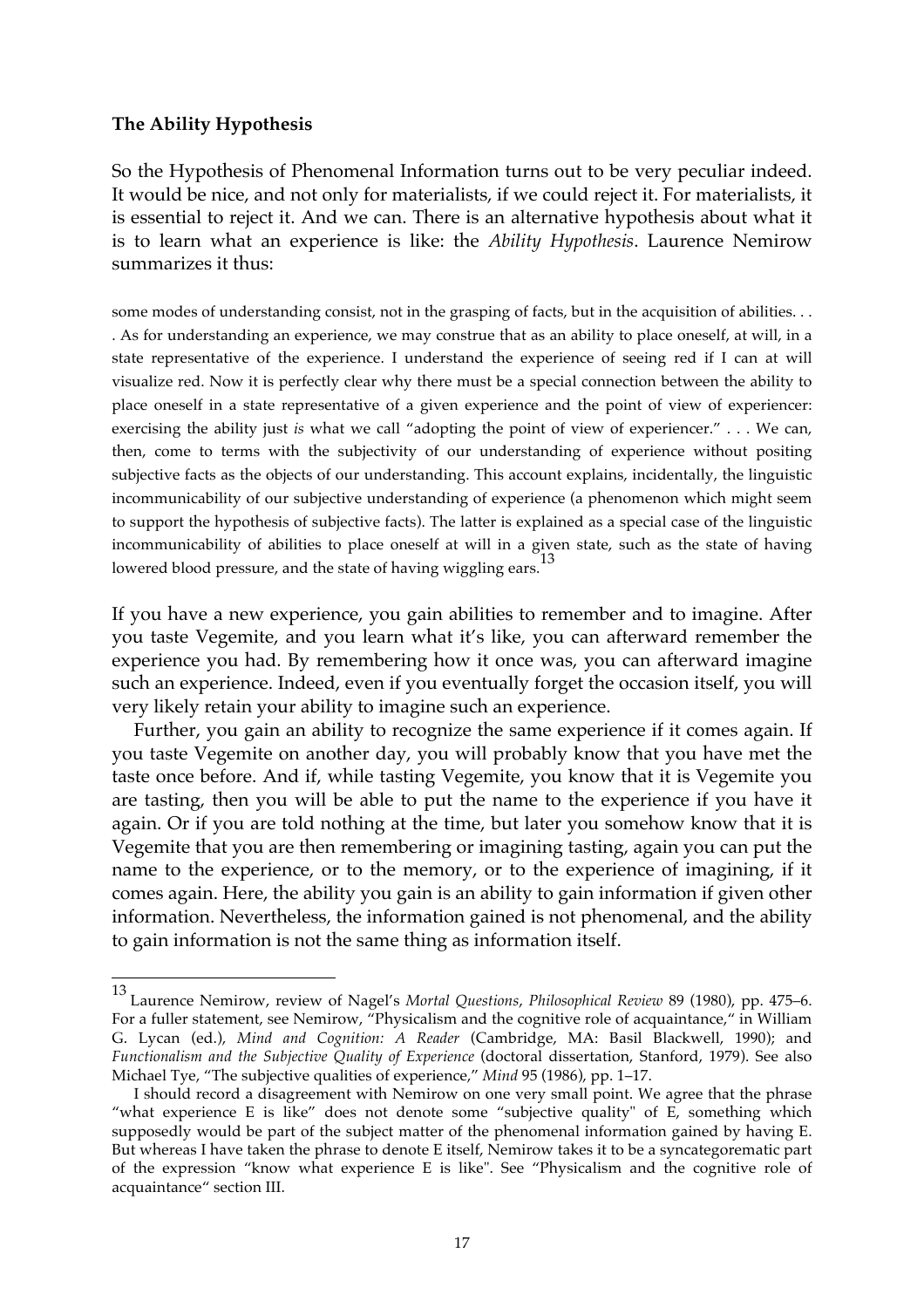**The Ability Hypothesis**

So the Hypothesis of Phenomenal Information turns out to be very peculiar indeed. It would be nice, and not only for materialists, if we could reject it. For materialists, it is essential to reject it. And we can. There is an alternative hypothesis about what it is to learn what an experience is like: the *Ability Hypothesis*. Laurence Nemirow summarizes it thus:

> some modes of understanding consist, not in the grasping of facts, but in the acquisition of abilities. . . . As for understanding an experience, we may construe that as an ability to place oneself, at will, in a state representative of the experience. I understand the experience of seeing red if I can at will visualize red. Now it is perfectly clear why there must be a special connection between the ability to place oneself in a state representative of a given experience and the point of view of experiencer: exercising the ability just *is* what we call "adopting the point of view of experiencer." . . . We can, then, come to terms with the subjectivity of our understanding of experience without positing subjective facts as the objects of our understanding. This account explains, incidentally, the linguistic incommunicability of our subjective understanding of experience (a phenomenon which might seem to support the hypothesis of subjective facts). The latter is explained as a special case of the linguistic incommunicability of abilities to place oneself at will in a given state, such as the state of having lowered blood pressure, and the state of having wiggling ears.[13]

If you have a new experience, you gain abilities to remember and to imagine. After you taste Vegemite, and you learn what it's like, you can afterward remember the experience you had. By remembering how it once was, you can afterward imagine such an experience. Indeed, even if you eventually forget the occasion itself, you will very likely retain your ability to imagine such an experience.

Further, you gain an ability to recognize the same experience if it comes again. If you taste Vegemite on another day, you will probably know that you have met the taste once before. And if, while tasting Vegemite, you know that it is Vegemite you are tasting, then you will be able to put the name to the experience if you have it again. Or if you are told nothing at the time, but later you somehow know that it is Vegemite that you are then remembering or imagining tasting, again you can put the name to the experience, or to the memory, or to the experience of imagining, if it comes again. Here, the ability you gain is an ability to gain information if given other information. Nevertheless, the information gained is not phenomenal, and the ability to gain information is not the same thing as information itself.

---

[13] Laurence Nemirow, review of Nagel's *Mortal Questions*, *Philosophical Review* 89 (1980), pp. 475–6. For a fuller statement, see Nemirow, "Physicalism and the cognitive role of acquaintance," in William G. Lycan (ed.), *Mind and Cognition: A Reader* (Cambridge, MA: Basil Blackwell, 1990); and *Functionalism and the Subjective Quality of Experience* (doctoral dissertation, Stanford, 1979). See also Michael Tye, "The subjective qualities of experience," *Mind* 95 (1986), pp. 1–17.

I should record a disagreement with Nemirow on one very small point. We agree that the phrase "what experience E is like" does not denote some "subjective quality" of E, something which supposedly would be part of the subject matter of the phenomenal information gained by having E. But whereas I have taken the phrase to denote E itself, Nemirow takes it to be a syncategorematic part of the expression "know what experience E is like". See "Physicalism and the cognitive role of acquaintance" section III.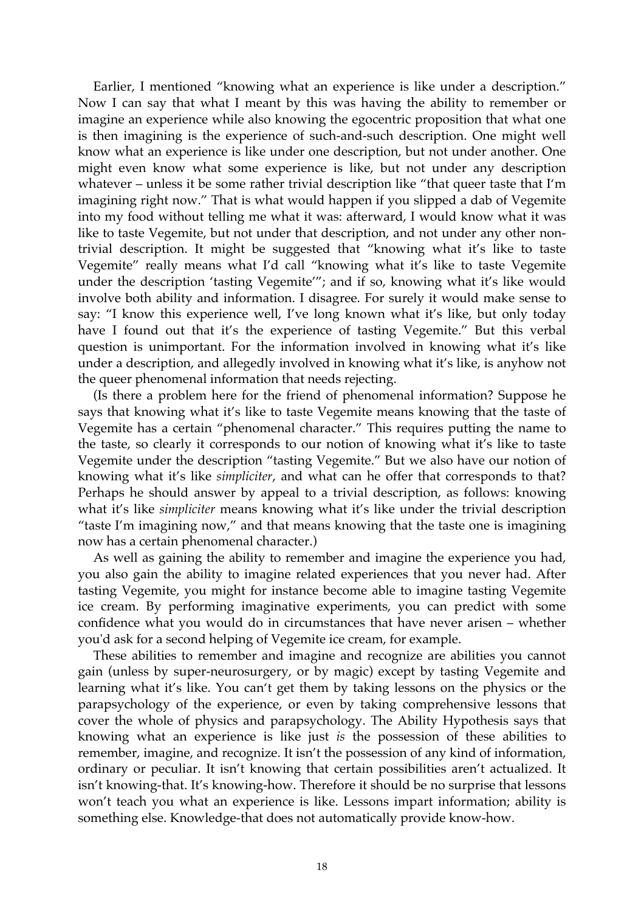Earlier, I mentioned "knowing what an experience is like under a description." Now I can say that what I meant by this was having the ability to remember or imagine an experience while also knowing the egocentric proposition that what one is then imagining is the experience of such-and-such description. One might well know what an experience is like under one description, but not under another. One might even know what some experience is like, but not under any description whatever – unless it be some rather trivial description like "that queer taste that I'm imagining right now." That is what would happen if you slipped a dab of Vegemite into my food without telling me what it was: afterward, I would know what it was like to taste Vegemite, but not under that description, and not under any other non-trivial description. It might be suggested that "knowing what it's like to taste Vegemite" really means what I'd call "knowing what it's like to taste Vegemite under the description 'tasting Vegemite'"; and if so, knowing what it's like would involve both ability and information. I disagree. For surely it would make sense to say: "I know this experience well, I've long known what it's like, but only today have I found out that it's the experience of tasting Vegemite." But this verbal question is unimportant. For the information involved in knowing what it's like under a description, and allegedly involved in knowing what it's like, is anyhow not the queer phenomenal information that needs rejecting.

(Is there a problem here for the friend of phenomenal information? Suppose he says that knowing what it's like to taste Vegemite means knowing that the taste of Vegemite has a certain "phenomenal character." This requires putting the name to the taste, so clearly it corresponds to our notion of knowing what it's like to taste Vegemite under the description "tasting Vegemite." But we also have our notion of knowing what it's like *simpliciter*, and what can he offer that corresponds to that? Perhaps he should answer by appeal to a trivial description, as follows: knowing what it's like *simpliciter* means knowing what it's like under the trivial description "taste I'm imagining now," and that means knowing that the taste one is imagining now has a certain phenomenal character.)

As well as gaining the ability to remember and imagine the experience you had, you also gain the ability to imagine related experiences that you never had. After tasting Vegemite, you might for instance become able to imagine tasting Vegemite ice cream. By performing imaginative experiments, you can predict with some confidence what you would do in circumstances that have never arisen – whether you'd ask for a second helping of Vegemite ice cream, for example.

These abilities to remember and imagine and recognize are abilities you cannot gain (unless by super-neurosurgery, or by magic) except by tasting Vegemite and learning what it's like. You can't get them by taking lessons on the physics or the parapsychology of the experience, or even by taking comprehensive lessons that cover the whole of physics and parapsychology. The Ability Hypothesis says that knowing what an experience is like just *is* the possession of these abilities to remember, imagine, and recognize. It isn't the possession of any kind of information, ordinary or peculiar. It isn't knowing that certain possibilities aren't actualized. It isn't knowing-that. It's knowing-how. Therefore it should be no surprise that lessons won't teach you what an experience is like. Lessons impart information; ability is something else. Knowledge-that does not automatically provide know-how.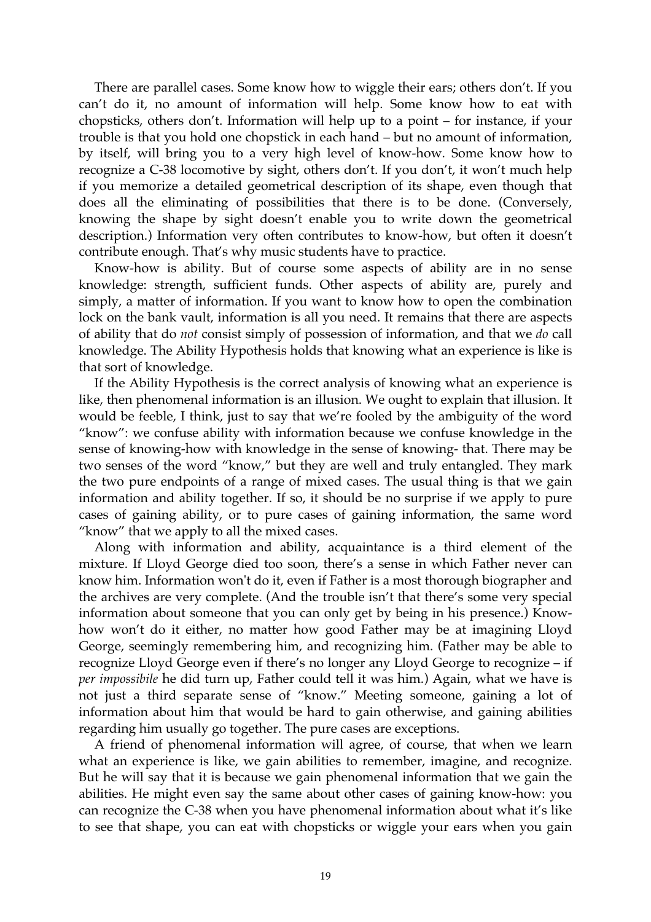There are parallel cases. Some know how to wiggle their ears; others don't. If you can't do it, no amount of information will help. Some know how to eat with chopsticks, others don't. Information will help up to a point – for instance, if your trouble is that you hold one chopstick in each hand – but no amount of information, by itself, will bring you to a very high level of know-how. Some know how to recognize a C-38 locomotive by sight, others don't. If you don't, it won't much help if you memorize a detailed geometrical description of its shape, even though that does all the eliminating of possibilities that there is to be done. (Conversely, knowing the shape by sight doesn't enable you to write down the geometrical description.) Information very often contributes to know-how, but often it doesn't contribute enough. That's why music students have to practice.

Know-how is ability. But of course some aspects of ability are in no sense knowledge: strength, sufficient funds. Other aspects of ability are, purely and simply, a matter of information. If you want to know how to open the combination lock on the bank vault, information is all you need. It remains that there are aspects of ability that do *not* consist simply of possession of information, and that we *do* call knowledge. The Ability Hypothesis holds that knowing what an experience is like is that sort of knowledge.

If the Ability Hypothesis is the correct analysis of knowing what an experience is like, then phenomenal information is an illusion. We ought to explain that illusion. It would be feeble, I think, just to say that we're fooled by the ambiguity of the word "know": we confuse ability with information because we confuse knowledge in the sense of knowing-how with knowledge in the sense of knowing- that. There may be two senses of the word "know," but they are well and truly entangled. They mark the two pure endpoints of a range of mixed cases. The usual thing is that we gain information and ability together. If so, it should be no surprise if we apply to pure cases of gaining ability, or to pure cases of gaining information, the same word "know" that we apply to all the mixed cases.

Along with information and ability, acquaintance is a third element of the mixture. If Lloyd George died too soon, there's a sense in which Father never can know him. Information won't do it, even if Father is a most thorough biographer and the archives are very complete. (And the trouble isn't that there's some very special information about someone that you can only get by being in his presence.) Know-how won't do it either, no matter how good Father may be at imagining Lloyd George, seemingly remembering him, and recognizing him. (Father may be able to recognize Lloyd George even if there's no longer any Lloyd George to recognize – if *per impossibile* he did turn up, Father could tell it was him.) Again, what we have is not just a third separate sense of "know." Meeting someone, gaining a lot of information about him that would be hard to gain otherwise, and gaining abilities regarding him usually go together. The pure cases are exceptions.

A friend of phenomenal information will agree, of course, that when we learn what an experience is like, we gain abilities to remember, imagine, and recognize. But he will say that it is because we gain phenomenal information that we gain the abilities. He might even say the same about other cases of gaining know-how: you can recognize the C-38 when you have phenomenal information about what it's like to see that shape, you can eat with chopsticks or wiggle your ears when you gain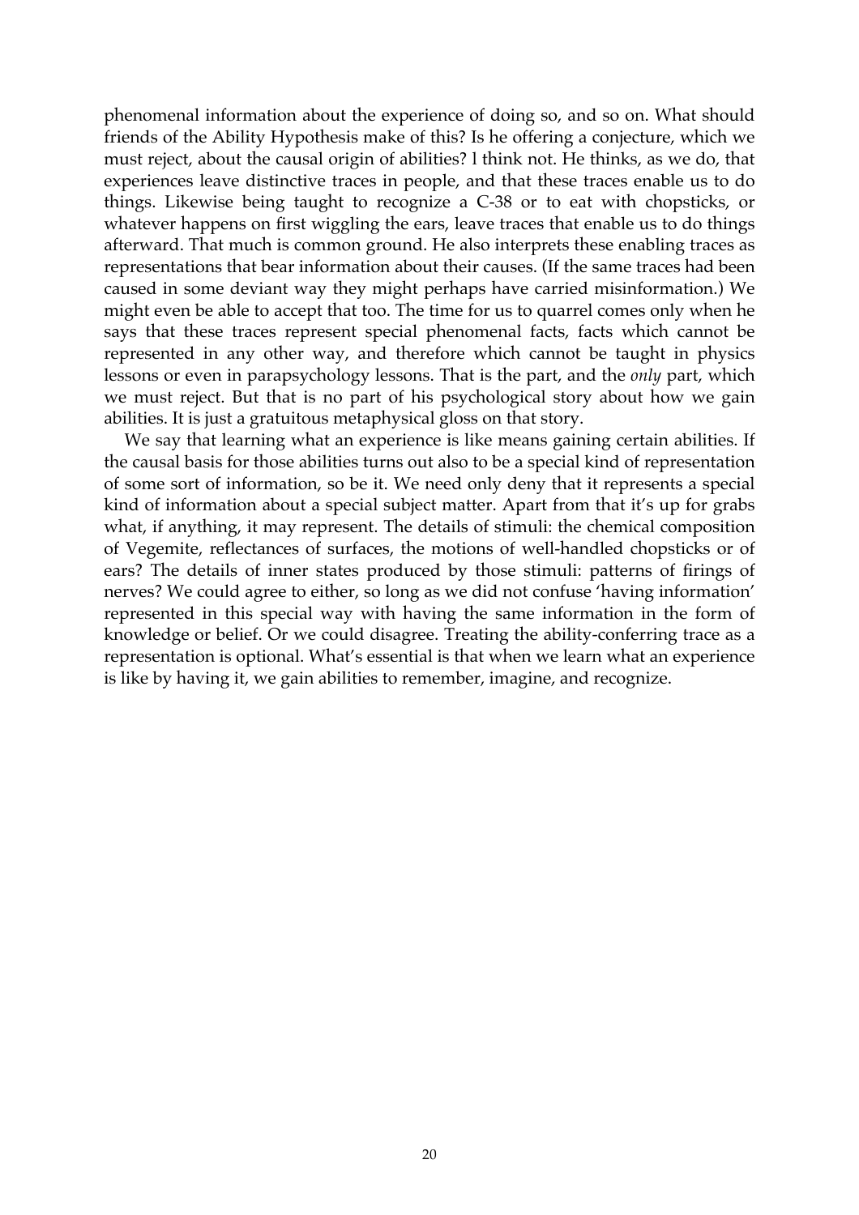phenomenal information about the experience of doing so, and so on. What should friends of the Ability Hypothesis make of this? Is he offering a conjecture, which we must reject, about the causal origin of abilities? I think not. He thinks, as we do, that experiences leave distinctive traces in people, and that these traces enable us to do things. Likewise being taught to recognize a C-38 or to eat with chopsticks, or whatever happens on first wiggling the ears, leave traces that enable us to do things afterward. That much is common ground. He also interprets these enabling traces as representations that bear information about their causes. (If the same traces had been caused in some deviant way they might perhaps have carried misinformation.) We might even be able to accept that too. The time for us to quarrel comes only when he says that these traces represent special phenomenal facts, facts which cannot be represented in any other way, and therefore which cannot be taught in physics lessons or even in parapsychology lessons. That is the part, and the *only* part, which we must reject. But that is no part of his psychological story about how we gain abilities. It is just a gratuitous metaphysical gloss on that story.

We say that learning what an experience is like means gaining certain abilities. If the causal basis for those abilities turns out also to be a special kind of representation of some sort of information, so be it. We need only deny that it represents a special kind of information about a special subject matter. Apart from that it's up for grabs what, if anything, it may represent. The details of stimuli: the chemical composition of Vegemite, reflectances of surfaces, the motions of well-handled chopsticks or of ears? The details of inner states produced by those stimuli: patterns of firings of nerves? We could agree to either, so long as we did not confuse 'having information' represented in this special way with having the same information in the form of knowledge or belief. Or we could disagree. Treating the ability-conferring trace as a representation is optional. What's essential is that when we learn what an experience is like by having it, we gain abilities to remember, imagine, and recognize.